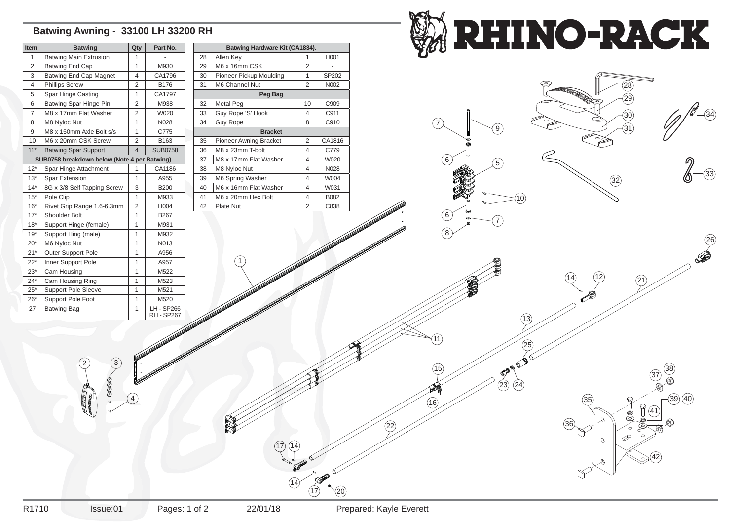# Batwing Awning - 33100 LH 33200 RH

RHINO-RACK

| Item | Batwing | Qty | Part No. |
|---|---|---|---|
| 1 | Batwing Main Extrusion | 1 | - |
| 2 | Batwing End Cap | 1 | M930 |
| 3 | Batwing End Cap Magnet | 4 | CA1796 |
| 4 | Phillips Screw | 2 | B176 |
| 5 | Spar Hinge Casting | 1 | CA1797 |
| 6 | Batwing Spar Hinge Pin | 2 | M938 |
| 7 | M8 x 17mm Flat Washer | 2 | W020 |
| 8 | M8 Nyloc Nut | 1 | N028 |
| 9 | M8 x 150mm Axle Bolt s/s | 1 | C775 |
| 10 | M6 x 20mm CSK Screw | 2 | B163 |
| 11* | Batwing Spar Support | 4 | SUB0758 |
| SUB0758 breakdown below (Note 4 per Batwing). | | | |
| 12* | Spar Hinge Attachment | 1 | CA1186 |
| 13* | Spar Extension | 1 | A955 |
| 14* | 8G x 3/8 Self Tapping Screw | 3 | B200 |
| 15* | Pole Clip | 1 | M933 |
| 16* | Rivet Grip Range 1.6-6.3mm | 2 | H004 |
| 17* | Shoulder Bolt | 1 | B267 |
| 18* | Support Hinge (female) | 1 | M931 |
| 19* | Support Hing (male) | 1 | M932 |
| 20* | M6 Nyloc Nut | 1 | N013 |
| 21* | Outer Support Pole | 1 | A956 |
| 22* | Inner Support Pole | 1 | A957 |
| 23* | Cam Housing | 1 | M522 |
| 24* | Cam Housing Ring | 1 | M523 |
| 25* | Support Pole Sleeve | 1 | M521 |
| 26* | Support Pole Foot | 1 | M520 |
| 27 | Batwing Bag | 1 | LH - SP266 RH - SP267 |

| Batwing Hardware Kit (CA1834). | | | |
|---|---|---|---|
| 28 | Allen Key | 1 | H001 |
| 29 | M6 x 16mm CSK | 2 | - |
| 30 | Pioneer Pickup Moulding | 1 | SP202 |
| 31 | M6 Channel Nut | 2 | N002 |
| **Peg Bag** | | | |
| 32 | Metal Peg | 10 | C909 |
| 33 | Guy Rope 'S' Hook | 4 | C911 |
| 34 | Guy Rope | 8 | C910 |
| **Bracket** | | | |
| 35 | Pioneer Awning Bracket | 2 | CA1816 |
| 36 | M8 x 23mm T-bolt | 4 | C779 |
| 37 | M8 x 17mm Flat Washer | 4 | W020 |
| 38 | M8 Nyloc Nut | 4 | N028 |
| 39 | M6 Spring Washer | 4 | W004 |
| 40 | M6 x 16mm Flat Washer | 4 | W031 |
| 41 | M6 x 20mm Hex Bolt | 4 | B082 |
| 42 | Plate Nut | 2 | C838 |

R1710 | Issue:01 | Pages: 1 of 2 | 22/01/18 | Prepared: Kayle Everett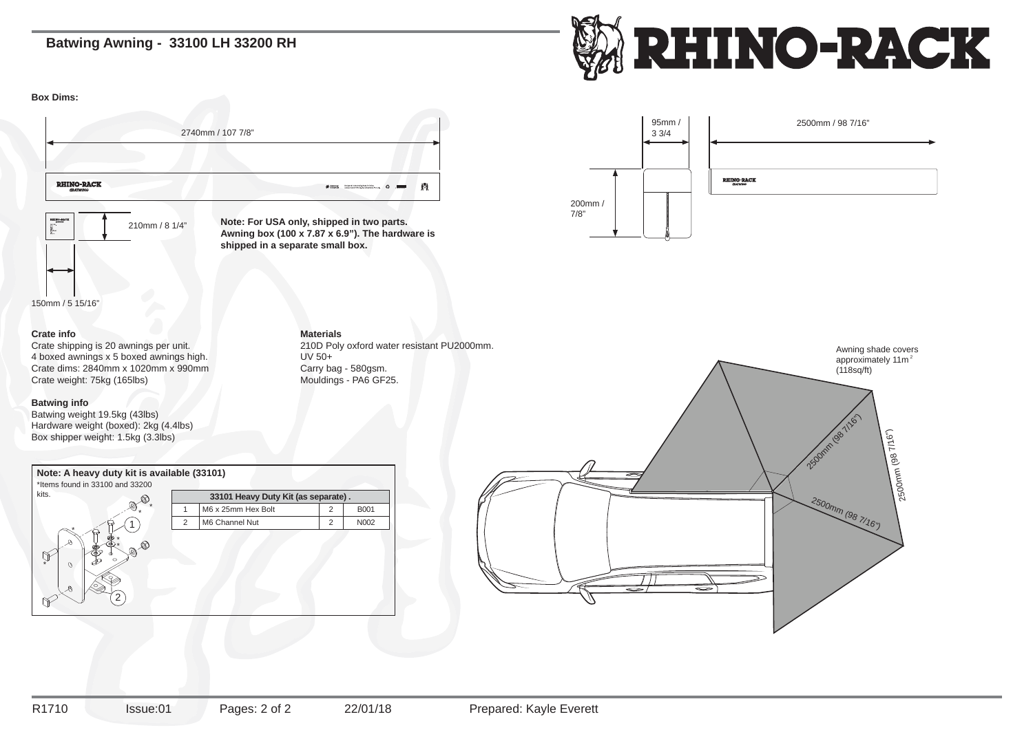# Batwing Awning - 33100 LH 33200 RH

**Box Dims:**

2740mm / 107 7/8"

210mm / 8 1/4"

150mm / 5 15/16"

**Note: For USA only, shipped in two parts. Awning box (100 x 7.87 x 6.9"). The hardware is shipped in a separate small box.**

95mm / 3 3/4

200mm / 7/8"

2500mm / 98 7/16"

**Crate info**

Crate shipping is 20 awnings per unit.
4 boxed awnings x 5 boxed awnings high.
Crate dims: 2840mm x 1020mm x 990mm
Crate weight: 75kg (165lbs)

**Batwing info**

Batwing weight 19.5kg (43lbs)
Hardware weight (boxed): 2kg (4.4lbs)
Box shipper weight: 1.5kg (3.3lbs)

**Materials**

210D Poly oxford water resistant PU2000mm.
UV 50+
Carry bag - 580gsm.
Mouldings - PA6 GF25.

Awning shade covers approximately 11m$^2$ (118sq/ft)

2500mm (98 7/16")

2500mm (98 7/16")

2500mm (98 7/16")

**Note: A heavy duty kit is available (33101)**

*Items found in 33100 and 33200 kits.

| 33101 Heavy Duty Kit (as separate) . | | | |
|---|---|---|---|
| 1 | M6 x 25mm Hex Bolt | 2 | B001 |
| 2 | M6 Channel Nut | 2 | N002 |

R1710 Issue:01 22/01/18 Prepared: Kayle Everett